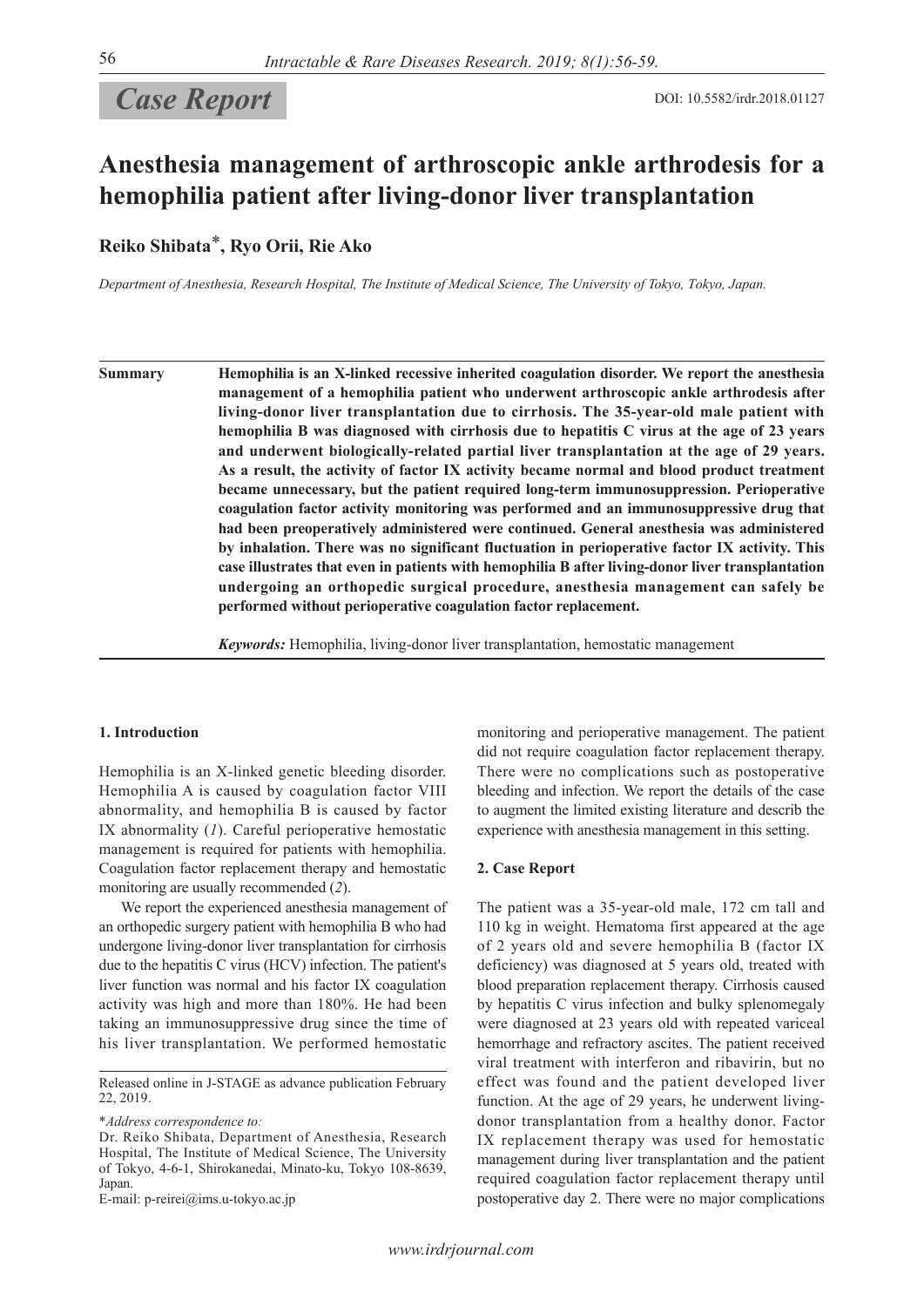*Case Report*

DOI: 10.5582/irdr.2018.01127

# Anesthesia management of arthroscopic ankle arthrodesis for a hemophilia patient after living-donor liver transplantation

**Reiko Shibata***, **Ryo Orii, Rie Ako**

*Department of Anesthesia, Research Hospital, The Institute of Medical Science, The University of Tokyo, Tokyo, Japan.*

**Summary** **Hemophilia is an X-linked recessive inherited coagulation disorder. We report the anesthesia management of a hemophilia patient who underwent arthroscopic ankle arthrodesis after living-donor liver transplantation due to cirrhosis. The 35-year-old male patient with hemophilia B was diagnosed with cirrhosis due to hepatitis C virus at the age of 23 years and underwent biologically-related partial liver transplantation at the age of 29 years. As a result, the activity of factor IX activity became normal and blood product treatment became unnecessary, but the patient required long-term immunosuppression. Perioperative coagulation factor activity monitoring was performed and an immunosuppressive drug that had been preoperatively administered were continued. General anesthesia was administered by inhalation. There was no significant fluctuation in perioperative factor IX activity. This case illustrates that even in patients with hemophilia B after living-donor liver transplantation undergoing an orthopedic surgical procedure, anesthesia management can safely be performed without perioperative coagulation factor replacement.**

***Keywords:*** Hemophilia, living-donor liver transplantation, hemostatic management

## 1. Introduction

Hemophilia is an X-linked genetic bleeding disorder. Hemophilia A is caused by coagulation factor VIII abnormality, and hemophilia B is caused by factor IX abnormality (*1*). Careful perioperative hemostatic management is required for patients with hemophilia. Coagulation factor replacement therapy and hemostatic monitoring are usually recommended (*2*).

We report the experienced anesthesia management of an orthopedic surgery patient with hemophilia B who had undergone living-donor liver transplantation for cirrhosis due to the hepatitis C virus (HCV) infection. The patient's liver function was normal and his factor IX coagulation activity was high and more than 180%. He had been taking an immunosuppressive drug since the time of his liver transplantation. We performed hemostatic monitoring and perioperative management. The patient did not require coagulation factor replacement therapy. There were no complications such as postoperative bleeding and infection. We report the details of the case to augment the limited existing literature and describ the experience with anesthesia management in this setting.

## 2. Case Report

The patient was a 35-year-old male, 172 cm tall and 110 kg in weight. Hematoma first appeared at the age of 2 years old and severe hemophilia B (factor IX deficiency) was diagnosed at 5 years old, treated with blood preparation replacement therapy. Cirrhosis caused by hepatitis C virus infection and bulky splenomegaly were diagnosed at 23 years old with repeated variceal hemorrhage and refractory ascites. The patient received viral treatment with interferon and ribavirin, but no effect was found and the patient developed liver function. At the age of 29 years, he underwent living-donor transplantation from a healthy donor. Factor IX replacement therapy was used for hemostatic management during liver transplantation and the patient required coagulation factor replacement therapy until postoperative day 2. There were no major complications

Released online in J-STAGE as advance publication February 22, 2019.

**Address correspondence to:*
Dr. Reiko Shibata, Department of Anesthesia, Research Hospital, The Institute of Medical Science, The University of Tokyo, 4-6-1, Shirokanedai, Minato-ku, Tokyo 108-8639, Japan.
E-mail: p-reirei@ims.u-tokyo.ac.jp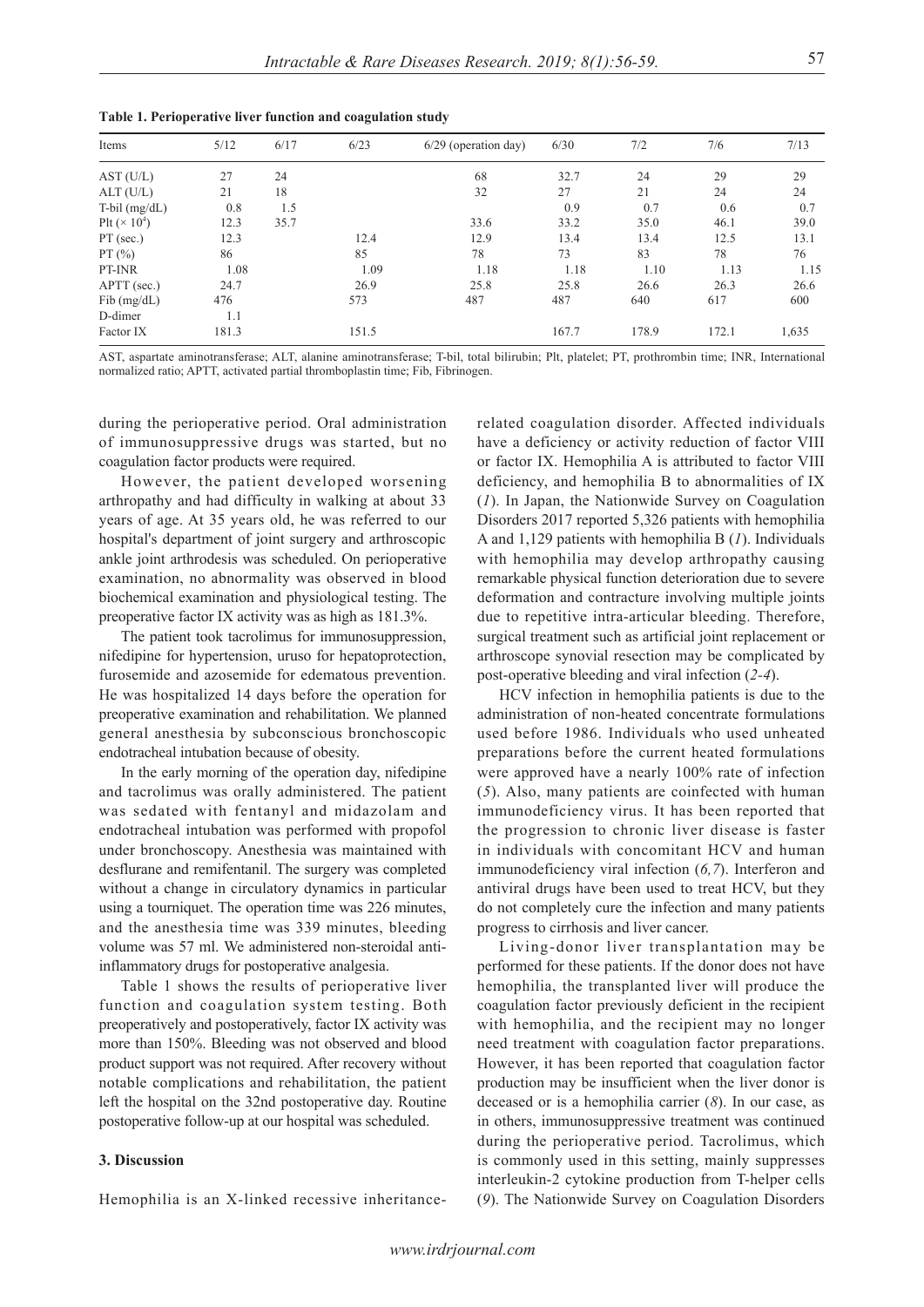**Table 1. Perioperative liver function and coagulation study**

| Items | 5/12 | 6/17 | 6/23 | 6/29 (operation day) | 6/30 | 7/2 | 7/6 | 7/13 |
|---|---|---|---|---|---|---|---|---|
| AST (U/L) | 27 | 24 | | 68 | 32.7 | 24 | 29 | 29 |
| ALT (U/L) | 21 | 18 | | 32 | 27 | 21 | 24 | 24 |
| T-bil (mg/dL) | 0.8 | 1.5 | | | 0.9 | 0.7 | 0.6 | 0.7 |
| Plt ($\times 10^4$) | 12.3 | 35.7 | | 33.6 | 33.2 | 35.0 | 46.1 | 39.0 |
| PT (sec.) | 12.3 | | 12.4 | 12.9 | 13.4 | 13.4 | 12.5 | 13.1 |
| PT (%) | 86 | | 85 | 78 | 73 | 83 | 78 | 76 |
| PT-INR | 1.08 | | 1.09 | 1.18 | 1.18 | 1.10 | 1.13 | 1.15 |
| APTT (sec.) | 24.7 | | 26.9 | 25.8 | 25.8 | 26.6 | 26.3 | 26.6 |
| Fib (mg/dL) | 476 | | 573 | 487 | 487 | 640 | 617 | 600 |
| D-dimer | 1.1 | | | | | | | |
| Factor IX | 181.3 | | 151.5 | | 167.7 | 178.9 | 172.1 | 1,635 |

AST, aspartate aminotransferase; ALT, alanine aminotransferase; T-bil, total bilirubin; Plt, platelet; PT, prothrombin time; INR, International normalized ratio; APTT, activated partial thromboplastin time; Fib, Fibrinogen.

during the perioperative period. Oral administration of immunosuppressive drugs was started, but no coagulation factor products were required.

However, the patient developed worsening arthropathy and had difficulty in walking at about 33 years of age. At 35 years old, he was referred to our hospital's department of joint surgery and arthroscopic ankle joint arthrodesis was scheduled. On perioperative examination, no abnormality was observed in blood biochemical examination and physiological testing. The preoperative factor IX activity was as high as 181.3%.

The patient took tacrolimus for immunosuppression, nifedipine for hypertension, uruso for hepatoprotection, furosemide and azosemide for edematous prevention. He was hospitalized 14 days before the operation for preoperative examination and rehabilitation. We planned general anesthesia by subconscious bronchoscopic endotracheal intubation because of obesity.

In the early morning of the operation day, nifedipine and tacrolimus was orally administered. The patient was sedated with fentanyl and midazolam and endotracheal intubation was performed with propofol under bronchoscopy. Anesthesia was maintained with desflurane and remifentanil. The surgery was completed without a change in circulatory dynamics in particular using a tourniquet. The operation time was 226 minutes, and the anesthesia time was 339 minutes, bleeding volume was 57 ml. We administered non-steroidal anti-inflammatory drugs for postoperative analgesia.

Table 1 shows the results of perioperative liver function and coagulation system testing. Both preoperatively and postoperatively, factor IX activity was more than 150%. Bleeding was not observed and blood product support was not required. After recovery without notable complications and rehabilitation, the patient left the hospital on the 32nd postoperative day. Routine postoperative follow-up at our hospital was scheduled.

### 3. Discussion

Hemophilia is an X-linked recessive inheritance-related coagulation disorder. Affected individuals have a deficiency or activity reduction of factor VIII or factor IX. Hemophilia A is attributed to factor VIII deficiency, and hemophilia B to abnormalities of IX (*1*). In Japan, the Nationwide Survey on Coagulation Disorders 2017 reported 5,326 patients with hemophilia A and 1,129 patients with hemophilia B (*1*). Individuals with hemophilia may develop arthropathy causing remarkable physical function deterioration due to severe deformation and contracture involving multiple joints due to repetitive intra-articular bleeding. Therefore, surgical treatment such as artificial joint replacement or arthroscope synovial resection may be complicated by post-operative bleeding and viral infection (*2-4*).

HCV infection in hemophilia patients is due to the administration of non-heated concentrate formulations used before 1986. Individuals who used unheated preparations before the current heated formulations were approved have a nearly 100% rate of infection (*5*). Also, many patients are coinfected with human immunodeficiency virus. It has been reported that the progression to chronic liver disease is faster in individuals with concomitant HCV and human immunodeficiency viral infection (*6,7*). Interferon and antiviral drugs have been used to treat HCV, but they do not completely cure the infection and many patients progress to cirrhosis and liver cancer.

Living-donor liver transplantation may be performed for these patients. If the donor does not have hemophilia, the transplanted liver will produce the coagulation factor previously deficient in the recipient with hemophilia, and the recipient may no longer need treatment with coagulation factor preparations. However, it has been reported that coagulation factor production may be insufficient when the liver donor is deceased or is a hemophilia carrier (*8*). In our case, as in others, immunosuppressive treatment was continued during the perioperative period. Tacrolimus, which is commonly used in this setting, mainly suppresses interleukin-2 cytokine production from T-helper cells (*9*). The Nationwide Survey on Coagulation Disorders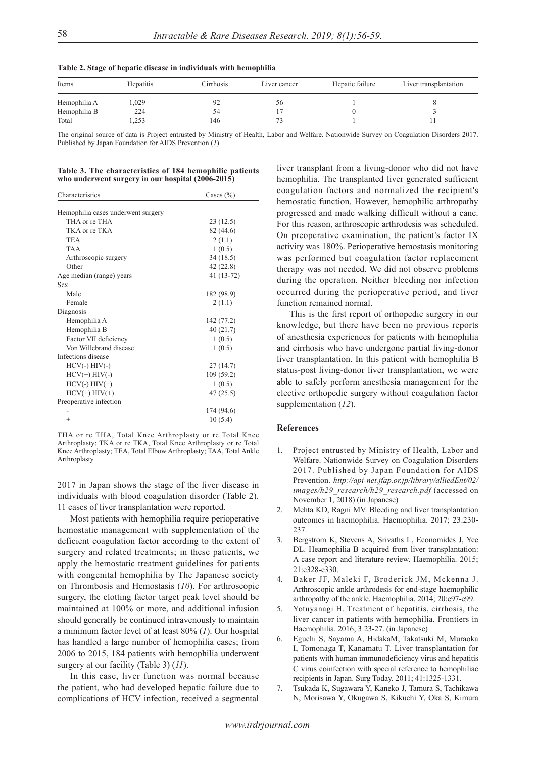**Table 2. Stage of hepatic disease in individuals with hemophilia**

| Items | Hepatitis | Cirrhosis | Liver cancer | Hepatic failure | Liver transplantation |
|---|---|---|---|---|---|
| Hemophilia A | 1,029 | 92 | 56 | 1 | 8 |
| Hemophilia B | 224 | 54 | 17 | 0 | 3 |
| Total | 1,253 | 146 | 73 | 1 | 11 |

The original source of data is Project entrusted by Ministry of Health, Labor and Welfare. Nationwide Survey on Coagulation Disorders 2017. Published by Japan Foundation for AIDS Prevention (*1*).

**Table 3. The characteristics of 184 hemophilic patients who underwent surgery in our hospital (2006-2015)**

| Characteristics | Cases (%) |
|---|---|
| Hemophilia cases underwent surgery | |
| THA or re THA | 23 (12.5) |
| TKA or re TKA | 82 (44.6) |
| TEA | 2 (1.1) |
| TAA | 1 (0.5) |
| Arthroscopic surgery | 34 (18.5) |
| Other | 42 (22.8) |
| Age median (range) years | 41 (13-72) |
| Sex | |
| Male | 182 (98.9) |
| Female | 2 (1.1) |
| Diagnosis | |
| Hemophilia A | 142 (77.2) |
| Hemophilia B | 40 (21.7) |
| Factor VII deficiency | 1 (0.5) |
| Von Willebrand disease | 1 (0.5) |
| Infections disease | |
| HCV(-) HIV(-) | 27 (14.7) |
| HCV(+) HIV(-) | 109 (59.2) |
| HCV(-) HIV(+) | 1 (0.5) |
| HCV(+) HIV(+) | 47 (25.5) |
| Preoperative infection | |
| - | 174 (94.6) |
| + | 10 (5.4) |

THA or re THA, Total Knee Arthroplasty or re Total Knee Arthroplasty; TKA or re TKA, Total Knee Arthroplasty or re Total Knee Arthroplasty; TEA, Total Elbow Arthroplasty; TAA, Total Ankle Arthroplasty.

2017 in Japan shows the stage of the liver disease in individuals with blood coagulation disorder (Table 2). 11 cases of liver transplantation were reported.

Most patients with hemophilia require perioperative hemostatic management with supplementation of the deficient coagulation factor according to the extent of surgery and related treatments; in these patients, we apply the hemostatic treatment guidelines for patients with congenital hemophilia by The Japanese society on Thrombosis and Hemostasis (*10*). For arthroscopic surgery, the clotting factor target peak level should be maintained at 100% or more, and additional infusion should generally be continued intravenously to maintain a minimum factor level of at least 80% (*1*). Our hospital has handled a large number of hemophilia cases; from 2006 to 2015, 184 patients with hemophilia underwent surgery at our facility (Table 3) (*11*).

In this case, liver function was normal because the patient, who had developed hepatic failure due to complications of HCV infection, received a segmental liver transplant from a living-donor who did not have hemophilia. The transplanted liver generated sufficient coagulation factors and normalized the recipient's hemostatic function. However, hemophilic arthropathy progressed and made walking difficult without a cane. For this reason, arthroscopic arthrodesis was scheduled. On preoperative examination, the patient's factor IX activity was 180%. Perioperative hemostasis monitoring was performed but coagulation factor replacement therapy was not needed. We did not observe problems during the operation. Neither bleeding nor infection occurred during the perioperative period, and liver function remained normal.

This is the first report of orthopedic surgery in our knowledge, but there have been no previous reports of anesthesia experiences for patients with hemophilia and cirrhosis who have undergone partial living-donor liver transplantation. In this patient with hemophilia B status-post living-donor liver transplantation, we were able to safely perform anesthesia management for the elective orthopedic surgery without coagulation factor supplementation (*12*).

## References

1. Project entrusted by Ministry of Health, Labor and Welfare. Nationwide Survey on Coagulation Disorders 2017. Published by Japan Foundation for AIDS Prevention. *http://api-net.jfap.or.jp/library/alliedEnt/02/images/h29_research/h29_research.pdf* (accessed on November 1, 2018) (in Japanese)
2. Mehta KD, Ragni MV. Bleeding and liver transplantation outcomes in haemophilia. Haemophilia. 2017; 23:230-237.
3. Bergstrom K, Stevens A, Srivaths L, Economides J, Yee DL. Heamophilia B acquired from liver transplantation: A case report and literature review. Haemophilia. 2015; 21:e328-e330.
4. Baker JF, Maleki F, Broderick JM, Mckenna J. Arthroscopic ankle arthrodesis for end-stage haemophilic arthropathy of the ankle. Haemophilia. 2014; 20:e97-e99.
5. Yotuyanagi H. Treatment of hepatitis, cirrhosis, the liver cancer in patients with hemophilia. Frontiers in Haemophilia. 2016; 3:23-27. (in Japanese)
6. Eguchi S, Sayama A, HidakaM, Takatsuki M, Muraoka I, Tomonaga T, Kanamatu T. Liver transplantation for patients with human immunodeficiency virus and hepatitis C virus coinfection with special reference to hemophiliac recipients in Japan. Surg Today. 2011; 41:1325-1331.
7. Tsukada K, Sugawara Y, Kaneko J, Tamura S, Tachikawa N, Morisawa Y, Okugawa S, Kikuchi Y, Oka S, Kimura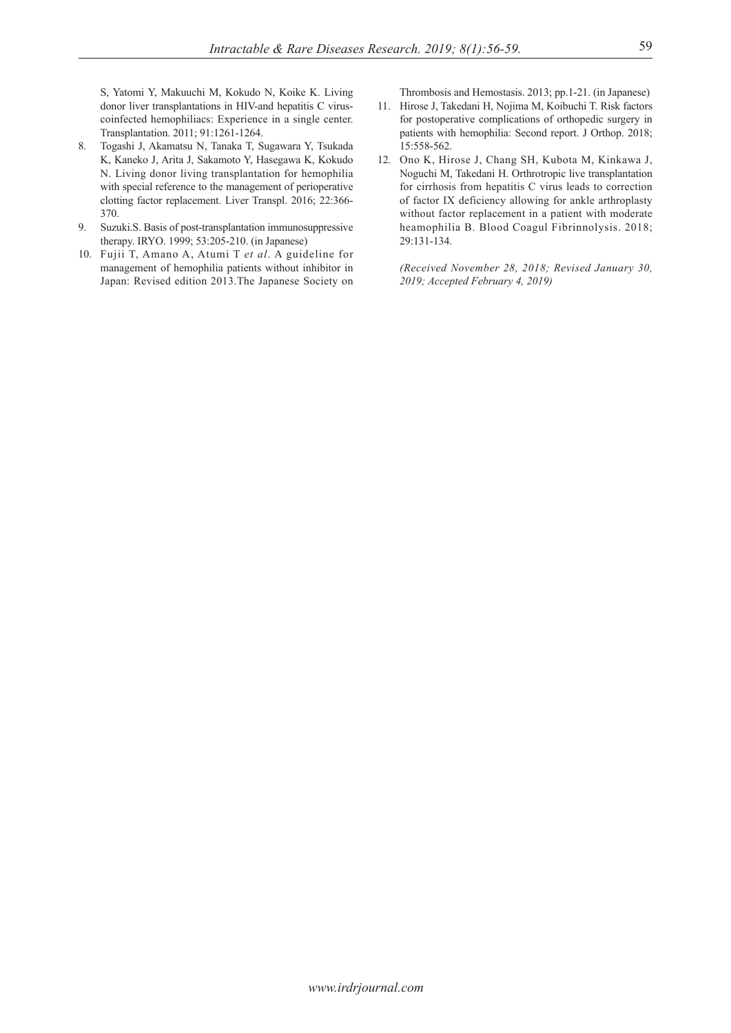S, Yatomi Y, Makuuchi M, Kokudo N, Koike K. Living donor liver transplantations in HIV-and hepatitis C virus-coinfected hemophiliacs: Experience in a single center. Transplantation. 2011; 91:1261-1264.

8. Togashi J, Akamatsu N, Tanaka T, Sugawara Y, Tsukada K, Kaneko J, Arita J, Sakamoto Y, Hasegawa K, Kokudo N. Living donor living transplantation for hemophilia with special reference to the management of perioperative clotting factor replacement. Liver Transpl. 2016; 22:366-370.
9. Suzuki.S. Basis of post-transplantation immunosuppressive therapy. IRYO. 1999; 53:205-210. (in Japanese)
10. Fujii T, Amano A, Atumi T *et al*. A guideline for management of hemophilia patients without inhibitor in Japan: Revised edition 2013.The Japanese Society on Thrombosis and Hemostasis. 2013; pp.1-21. (in Japanese)
11. Hirose J, Takedani H, Nojima M, Koibuchi T. Risk factors for postoperative complications of orthopedic surgery in patients with hemophilia: Second report. J Orthop. 2018; 15:558-562.
12. Ono K, Hirose J, Chang SH, Kubota M, Kinkawa J, Noguchi M, Takedani H. Orthrotropic live transplantation for cirrhosis from hepatitis C virus leads to correction of factor IX deficiency allowing for ankle arthroplasty without factor replacement in a patient with moderate heamophilia B. Blood Coagul Fibrinnolysis. 2018; 29:131-134.

*(Received November 28, 2018; Revised January 30, 2019; Accepted February 4, 2019)*